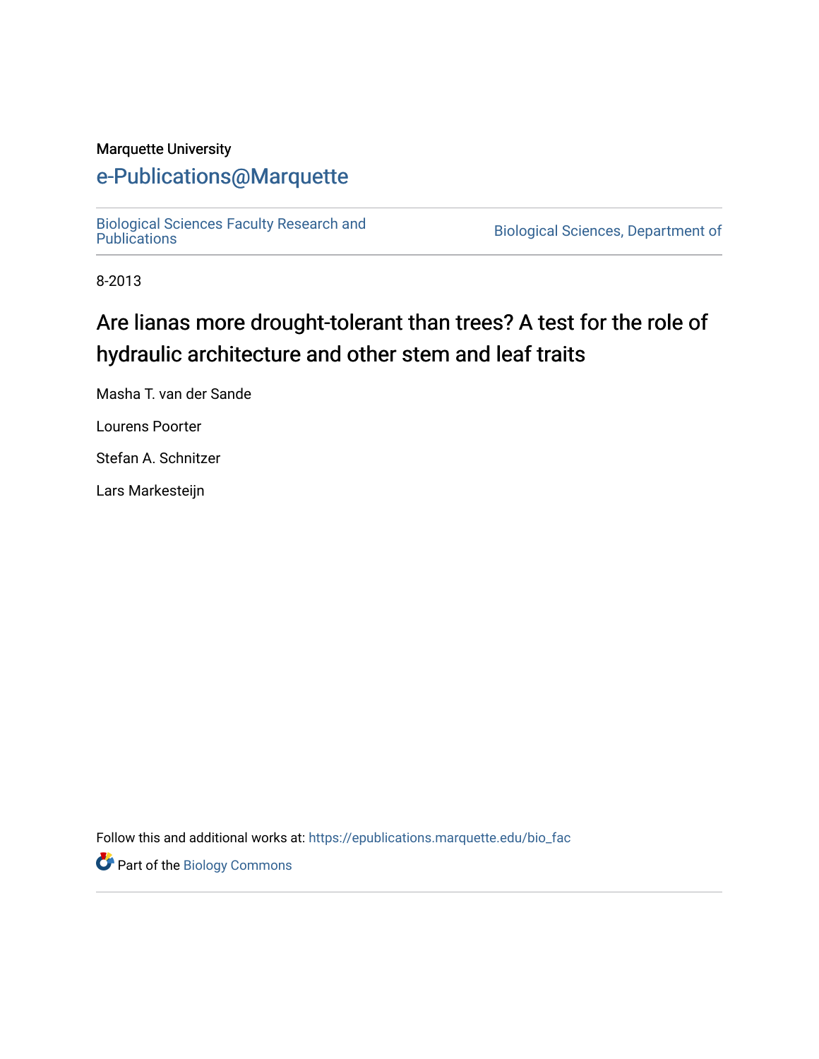Marquette University

# e-Publications@Marquette

Biological Sciences Faculty Research and Publications | Biological Sciences, Department of

8-2013

## Are lianas more drought-tolerant than trees? A test for the role of hydraulic architecture and other stem and leaf traits

Masha T. van der Sande

Lourens Poorter

Stefan A. Schnitzer

Lars Markesteijn

Follow this and additional works at: https://epublications.marquette.edu/bio_fac

Part of the Biology Commons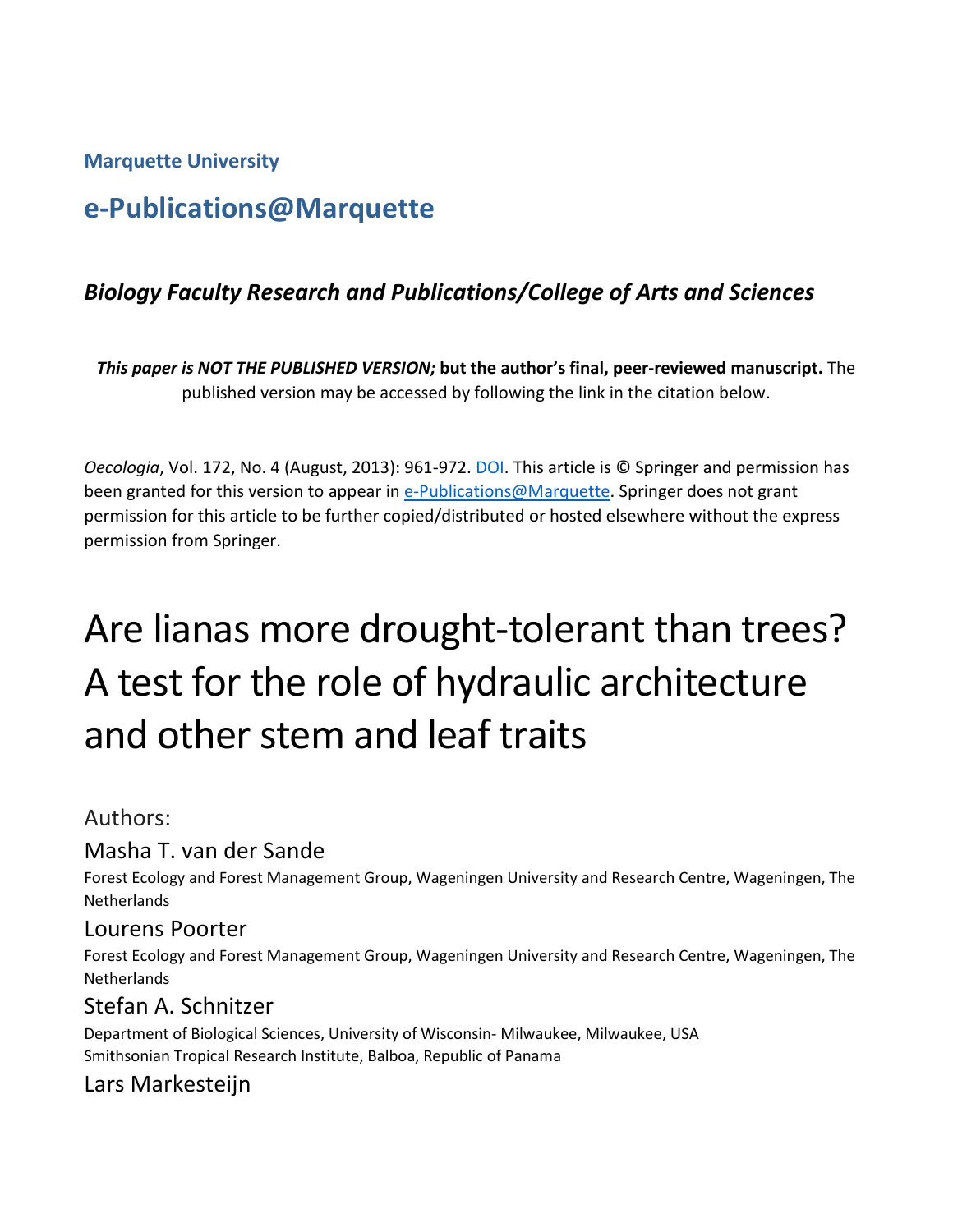Marquette University

# e-Publications@Marquette

### *Biology Faculty Research and Publications/College of Arts and Sciences*

***This paper is NOT THE PUBLISHED VERSION;* but the author's final, peer-reviewed manuscript.** The published version may be accessed by following the link in the citation below.

*Oecologia*, Vol. 172, No. 4 (August, 2013): 961-972. DOI. This article is © Springer and permission has been granted for this version to appear in e-Publications@Marquette. Springer does not grant permission for this article to be further copied/distributed or hosted elsewhere without the express permission from Springer.

# Are lianas more drought-tolerant than trees? A test for the role of hydraulic architecture and other stem and leaf traits

Authors:

Masha T. van der Sande

Forest Ecology and Forest Management Group, Wageningen University and Research Centre, Wageningen, The Netherlands

Lourens Poorter

Forest Ecology and Forest Management Group, Wageningen University and Research Centre, Wageningen, The Netherlands

Stefan A. Schnitzer

Department of Biological Sciences, University of Wisconsin- Milwaukee, Milwaukee, USA
Smithsonian Tropical Research Institute, Balboa, Republic of Panama

Lars Markesteijn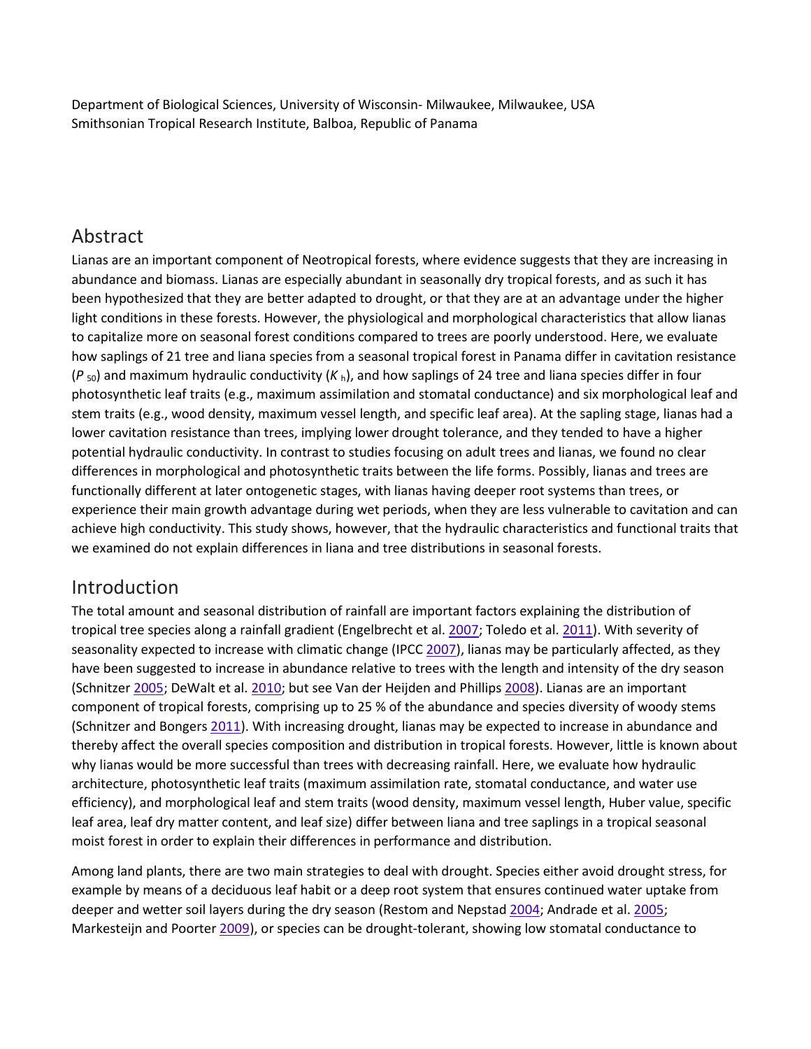Department of Biological Sciences, University of Wisconsin- Milwaukee, Milwaukee, USA
Smithsonian Tropical Research Institute, Balboa, Republic of Panama

## Abstract

Lianas are an important component of Neotropical forests, where evidence suggests that they are increasing in abundance and biomass. Lianas are especially abundant in seasonally dry tropical forests, and as such it has been hypothesized that they are better adapted to drought, or that they are at an advantage under the higher light conditions in these forests. However, the physiological and morphological characteristics that allow lianas to capitalize more on seasonal forest conditions compared to trees are poorly understood. Here, we evaluate how saplings of 21 tree and liana species from a seasonal tropical forest in Panama differ in cavitation resistance ($P_{50}$) and maximum hydraulic conductivity ($K_h$), and how saplings of 24 tree and liana species differ in four photosynthetic leaf traits (e.g., maximum assimilation and stomatal conductance) and six morphological leaf and stem traits (e.g., wood density, maximum vessel length, and specific leaf area). At the sapling stage, lianas had a lower cavitation resistance than trees, implying lower drought tolerance, and they tended to have a higher potential hydraulic conductivity. In contrast to studies focusing on adult trees and lianas, we found no clear differences in morphological and photosynthetic traits between the life forms. Possibly, lianas and trees are functionally different at later ontogenetic stages, with lianas having deeper root systems than trees, or experience their main growth advantage during wet periods, when they are less vulnerable to cavitation and can achieve high conductivity. This study shows, however, that the hydraulic characteristics and functional traits that we examined do not explain differences in liana and tree distributions in seasonal forests.

## Introduction

The total amount and seasonal distribution of rainfall are important factors explaining the distribution of tropical tree species along a rainfall gradient (Engelbrecht et al. 2007; Toledo et al. 2011). With severity of seasonality expected to increase with climatic change (IPCC 2007), lianas may be particularly affected, as they have been suggested to increase in abundance relative to trees with the length and intensity of the dry season (Schnitzer 2005; DeWalt et al. 2010; but see Van der Heijden and Phillips 2008). Lianas are an important component of tropical forests, comprising up to 25 % of the abundance and species diversity of woody stems (Schnitzer and Bongers 2011). With increasing drought, lianas may be expected to increase in abundance and thereby affect the overall species composition and distribution in tropical forests. However, little is known about why lianas would be more successful than trees with decreasing rainfall. Here, we evaluate how hydraulic architecture, photosynthetic leaf traits (maximum assimilation rate, stomatal conductance, and water use efficiency), and morphological leaf and stem traits (wood density, maximum vessel length, Huber value, specific leaf area, leaf dry matter content, and leaf size) differ between liana and tree saplings in a tropical seasonal moist forest in order to explain their differences in performance and distribution.

Among land plants, there are two main strategies to deal with drought. Species either avoid drought stress, for example by means of a deciduous leaf habit or a deep root system that ensures continued water uptake from deeper and wetter soil layers during the dry season (Restom and Nepstad 2004; Andrade et al. 2005; Markesteijn and Poorter 2009), or species can be drought-tolerant, showing low stomatal conductance to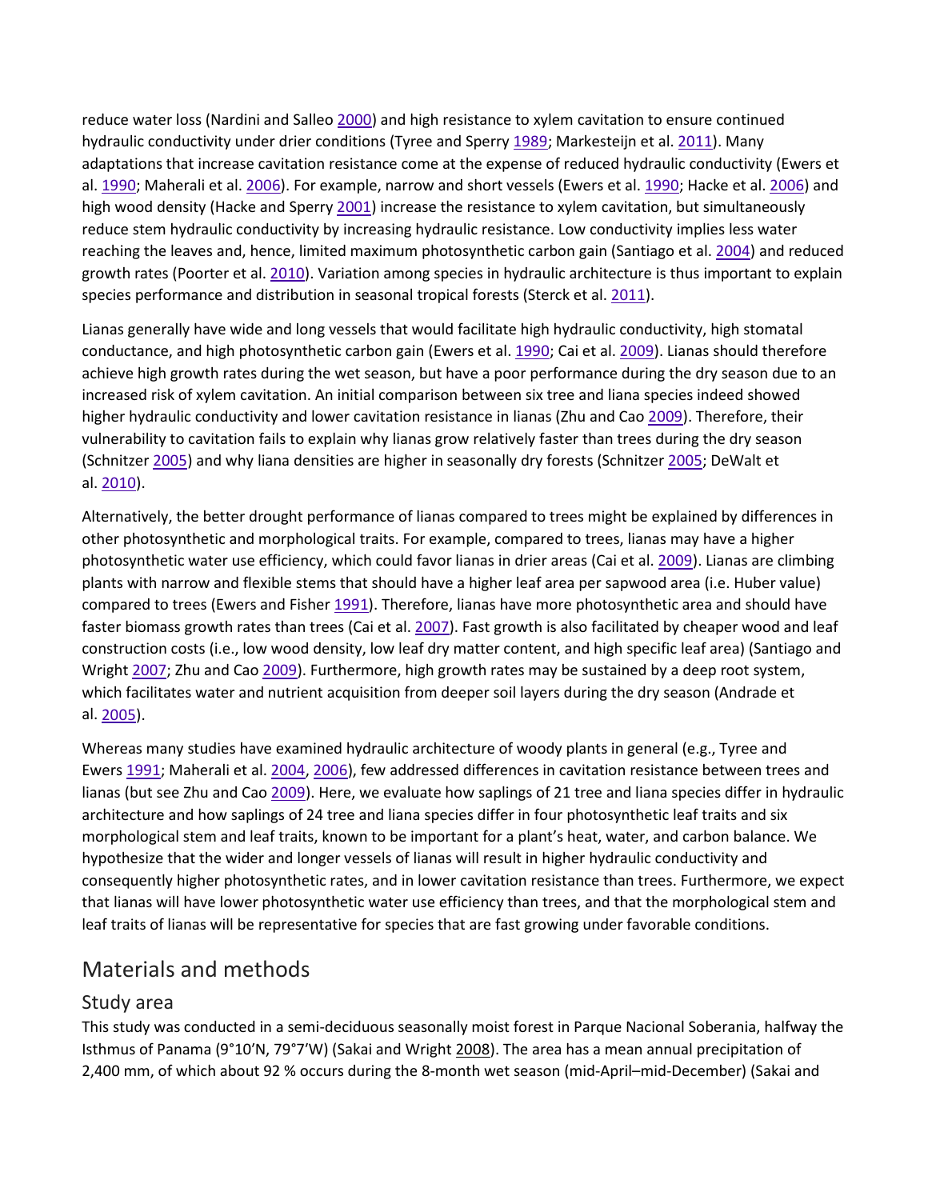reduce water loss (Nardini and Salleo 2000) and high resistance to xylem cavitation to ensure continued hydraulic conductivity under drier conditions (Tyree and Sperry 1989; Markesteijn et al. 2011). Many adaptations that increase cavitation resistance come at the expense of reduced hydraulic conductivity (Ewers et al. 1990; Maherali et al. 2006). For example, narrow and short vessels (Ewers et al. 1990; Hacke et al. 2006) and high wood density (Hacke and Sperry 2001) increase the resistance to xylem cavitation, but simultaneously reduce stem hydraulic conductivity by increasing hydraulic resistance. Low conductivity implies less water reaching the leaves and, hence, limited maximum photosynthetic carbon gain (Santiago et al. 2004) and reduced growth rates (Poorter et al. 2010). Variation among species in hydraulic architecture is thus important to explain species performance and distribution in seasonal tropical forests (Sterck et al. 2011).

Lianas generally have wide and long vessels that would facilitate high hydraulic conductivity, high stomatal conductance, and high photosynthetic carbon gain (Ewers et al. 1990; Cai et al. 2009). Lianas should therefore achieve high growth rates during the wet season, but have a poor performance during the dry season due to an increased risk of xylem cavitation. An initial comparison between six tree and liana species indeed showed higher hydraulic conductivity and lower cavitation resistance in lianas (Zhu and Cao 2009). Therefore, their vulnerability to cavitation fails to explain why lianas grow relatively faster than trees during the dry season (Schnitzer 2005) and why liana densities are higher in seasonally dry forests (Schnitzer 2005; DeWalt et al. 2010).

Alternatively, the better drought performance of lianas compared to trees might be explained by differences in other photosynthetic and morphological traits. For example, compared to trees, lianas may have a higher photosynthetic water use efficiency, which could favor lianas in drier areas (Cai et al. 2009). Lianas are climbing plants with narrow and flexible stems that should have a higher leaf area per sapwood area (i.e. Huber value) compared to trees (Ewers and Fisher 1991). Therefore, lianas have more photosynthetic area and should have faster biomass growth rates than trees (Cai et al. 2007). Fast growth is also facilitated by cheaper wood and leaf construction costs (i.e., low wood density, low leaf dry matter content, and high specific leaf area) (Santiago and Wright 2007; Zhu and Cao 2009). Furthermore, high growth rates may be sustained by a deep root system, which facilitates water and nutrient acquisition from deeper soil layers during the dry season (Andrade et al. 2005).

Whereas many studies have examined hydraulic architecture of woody plants in general (e.g., Tyree and Ewers 1991; Maherali et al. 2004, 2006), few addressed differences in cavitation resistance between trees and lianas (but see Zhu and Cao 2009). Here, we evaluate how saplings of 21 tree and liana species differ in hydraulic architecture and how saplings of 24 tree and liana species differ in four photosynthetic leaf traits and six morphological stem and leaf traits, known to be important for a plant's heat, water, and carbon balance. We hypothesize that the wider and longer vessels of lianas will result in higher hydraulic conductivity and consequently higher photosynthetic rates, and in lower cavitation resistance than trees. Furthermore, we expect that lianas will have lower photosynthetic water use efficiency than trees, and that the morphological stem and leaf traits of lianas will be representative for species that are fast growing under favorable conditions.

## Materials and methods

### Study area

This study was conducted in a semi-deciduous seasonally moist forest in Parque Nacional Soberania, halfway the Isthmus of Panama (9°10′N, 79°7′W) (Sakai and Wright 2008). The area has a mean annual precipitation of 2,400 mm, of which about 92 % occurs during the 8-month wet season (mid-April–mid-December) (Sakai and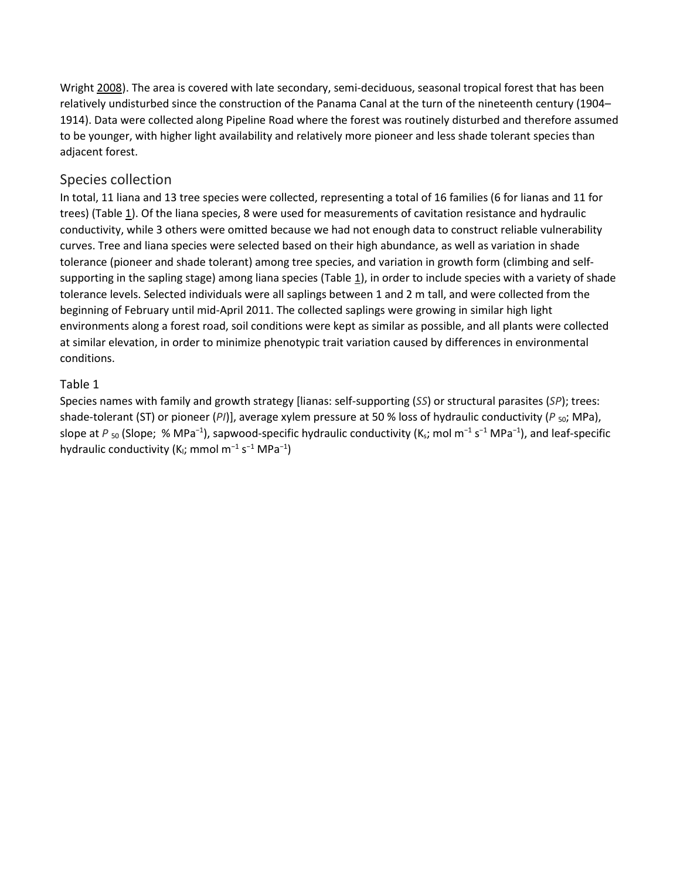Wright 2008). The area is covered with late secondary, semi-deciduous, seasonal tropical forest that has been relatively undisturbed since the construction of the Panama Canal at the turn of the nineteenth century (1904–1914). Data were collected along Pipeline Road where the forest was routinely disturbed and therefore assumed to be younger, with higher light availability and relatively more pioneer and less shade tolerant species than adjacent forest.

## Species collection

In total, 11 liana and 13 tree species were collected, representing a total of 16 families (6 for lianas and 11 for trees) (Table 1). Of the liana species, 8 were used for measurements of cavitation resistance and hydraulic conductivity, while 3 others were omitted because we had not enough data to construct reliable vulnerability curves. Tree and liana species were selected based on their high abundance, as well as variation in shade tolerance (pioneer and shade tolerant) among tree species, and variation in growth form (climbing and self-supporting in the sapling stage) among liana species (Table 1), in order to include species with a variety of shade tolerance levels. Selected individuals were all saplings between 1 and 2 m tall, and were collected from the beginning of February until mid-April 2011. The collected saplings were growing in similar high light environments along a forest road, soil conditions were kept as similar as possible, and all plants were collected at similar elevation, in order to minimize phenotypic trait variation caused by differences in environmental conditions.

### Table 1

Species names with family and growth strategy [lianas: self-supporting (*SS*) or structural parasites (*SP*); trees: shade-tolerant (ST) or pioneer (*PI*)], average xylem pressure at 50 % loss of hydraulic conductivity ($P_{50}$; MPa), slope at $P_{50}$ (Slope; % $MPa^{-1}$), sapwood-specific hydraulic conductivity ($K_s$; mol $m^{-1}$ $s^{-1}$ $MPa^{-1}$), and leaf-specific hydraulic conductivity ($K_l$; mmol $m^{-1}$ $s^{-1}$ $MPa^{-1}$)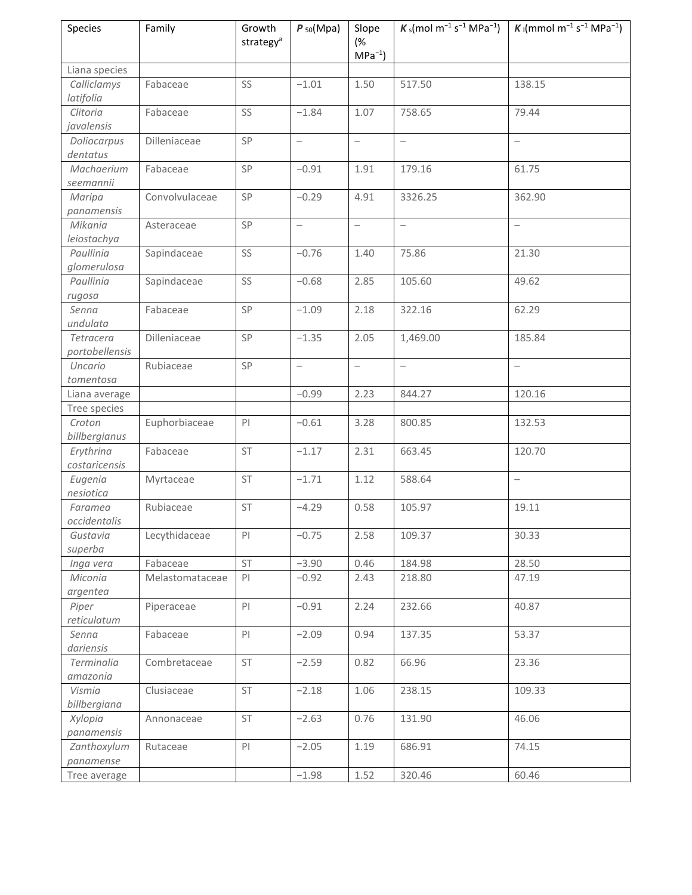| Species | Family | Growth strategy[a] | $P_{50}$(Mpa) | Slope (% $MPa^{-1}$) | $K_s$(mol $m^{-1}$ $s^{-1}$ $MPa^{-1}$) | $K_l$(mmol $m^{-1}$ $s^{-1}$ $MPa^{-1}$) |
|---|---|---|---|---|---|---|
| Liana species | | | | | | |
| *Calliclamys latifolia* | Fabaceae | SS | −1.01 | 1.50 | 517.50 | 138.15 |
| *Clitoria javalensis* | Fabaceae | SS | −1.84 | 1.07 | 758.65 | 79.44 |
| *Doliocarpus dentatus* | Dilleniaceae | SP | – | – | – | – |
| *Machaerium seemannii* | Fabaceae | SP | −0.91 | 1.91 | 179.16 | 61.75 |
| *Maripa panamensis* | Convolvulaceae | SP | −0.29 | 4.91 | 3326.25 | 362.90 |
| *Mikania leiostachya* | Asteraceae | SP | – | – | – | – |
| *Paullinia glomerulosa* | Sapindaceae | SS | −0.76 | 1.40 | 75.86 | 21.30 |
| *Paullinia rugosa* | Sapindaceae | SS | −0.68 | 2.85 | 105.60 | 49.62 |
| *Senna undulata* | Fabaceae | SP | −1.09 | 2.18 | 322.16 | 62.29 |
| *Tetracera portobellensis* | Dilleniaceae | SP | −1.35 | 2.05 | 1,469.00 | 185.84 |
| *Uncario tomentosa* | Rubiaceae | SP | – | – | – | – |
| Liana average | | | −0.99 | 2.23 | 844.27 | 120.16 |
| Tree species | | | | | | |
| *Croton billbergianus* | Euphorbiaceae | PI | −0.61 | 3.28 | 800.85 | 132.53 |
| *Erythrina costaricensis* | Fabaceae | ST | −1.17 | 2.31 | 663.45 | 120.70 |
| *Eugenia nesiotica* | Myrtaceae | ST | −1.71 | 1.12 | 588.64 | – |
| *Faramea occidentalis* | Rubiaceae | ST | −4.29 | 0.58 | 105.97 | 19.11 |
| *Gustavia superba* | Lecythidaceae | PI | −0.75 | 2.58 | 109.37 | 30.33 |
| *Inga vera* | Fabaceae | ST | −3.90 | 0.46 | 184.98 | 28.50 |
| *Miconia argentea* | Melastomataceae | PI | −0.92 | 2.43 | 218.80 | 47.19 |
| *Piper reticulatum* | Piperaceae | PI | −0.91 | 2.24 | 232.66 | 40.87 |
| *Senna dariensis* | Fabaceae | PI | −2.09 | 0.94 | 137.35 | 53.37 |
| *Terminalia amazonia* | Combretaceae | ST | −2.59 | 0.82 | 66.96 | 23.36 |
| *Vismia billbergiana* | Clusiaceae | ST | −2.18 | 1.06 | 238.15 | 109.33 |
| *Xylopia panamensis* | Annonaceae | ST | −2.63 | 0.76 | 131.90 | 46.06 |
| *Zanthoxylum panamense* | Rutaceae | PI | −2.05 | 1.19 | 686.91 | 74.15 |
| Tree average | | | −1.98 | 1.52 | 320.46 | 60.46 |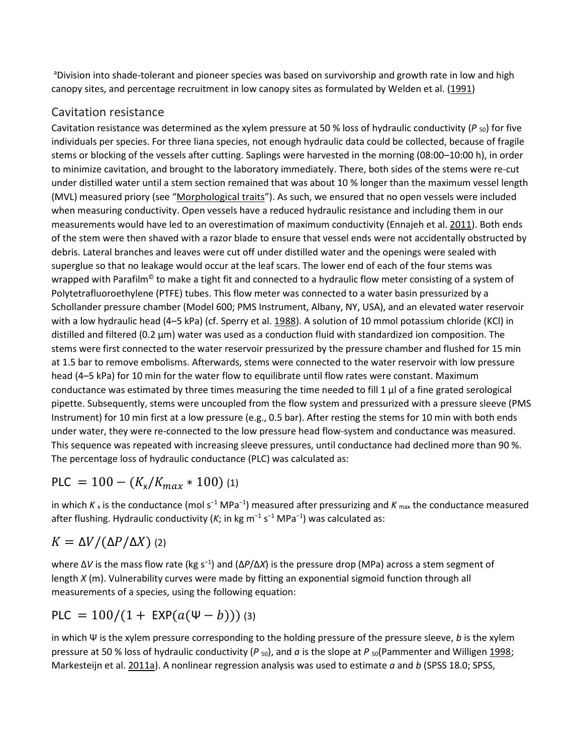[a]Division into shade-tolerant and pioneer species was based on survivorship and growth rate in low and high canopy sites, and percentage recruitment in low canopy sites as formulated by Welden et al. (1991)

## Cavitation resistance

Cavitation resistance was determined as the xylem pressure at 50 % loss of hydraulic conductivity ($P_{50}$) for five individuals per species. For three liana species, not enough hydraulic data could be collected, because of fragile stems or blocking of the vessels after cutting. Saplings were harvested in the morning (08:00–10:00 h), in order to minimize cavitation, and brought to the laboratory immediately. There, both sides of the stems were re-cut under distilled water until a stem section remained that was about 10 % longer than the maximum vessel length (MVL) measured priory (see "Morphological traits"). As such, we ensured that no open vessels were included when measuring conductivity. Open vessels have a reduced hydraulic resistance and including them in our measurements would have led to an overestimation of maximum conductivity (Ennajeh et al. 2011). Both ends of the stem were then shaved with a razor blade to ensure that vessel ends were not accidentally obstructed by debris. Lateral branches and leaves were cut off under distilled water and the openings were sealed with superglue so that no leakage would occur at the leaf scars. The lower end of each of the four stems was wrapped with Parafilm© to make a tight fit and connected to a hydraulic flow meter consisting of a system of Polytetrafluoroethylene (PTFE) tubes. This flow meter was connected to a water basin pressurized by a Schollander pressure chamber (Model 600; PMS Instrument, Albany, NY, USA), and an elevated water reservoir with a low hydraulic head (4–5 kPa) (cf. Sperry et al. 1988). A solution of 10 mmol potassium chloride (KCl) in distilled and filtered (0.2 μm) water was used as a conduction fluid with standardized ion composition. The stems were first connected to the water reservoir pressurized by the pressure chamber and flushed for 15 min at 1.5 bar to remove embolisms. Afterwards, stems were connected to the water reservoir with low pressure head (4–5 kPa) for 10 min for the water flow to equilibrate until flow rates were constant. Maximum conductance was estimated by three times measuring the time needed to fill 1 μl of a fine grated serological pipette. Subsequently, stems were uncoupled from the flow system and pressurized with a pressure sleeve (PMS Instrument) for 10 min first at a low pressure (e.g., 0.5 bar). After resting the stems for 10 min with both ends under water, they were re-connected to the low pressure head flow-system and conductance was measured. This sequence was repeated with increasing sleeve pressures, until conductance had declined more than 90 %. The percentage loss of hydraulic conductance (PLC) was calculated as:

$$\text{PLC} = 100 - (K_x/K_{max} * 100) \quad (1)$$

in which $K_x$ is the conductance (mol $s^{-1}$ $MPa^{-1}$) measured after pressurizing and $K_{max}$ the conductance measured after flushing. Hydraulic conductivity ($K$; in kg $m^{-1}$ $s^{-1}$ $MPa^{-1}$) was calculated as:

$$K = \Delta V/(\Delta P/\Delta X) \quad (2)$$

where $\Delta V$ is the mass flow rate (kg $s^{-1}$) and ($\Delta P/\Delta X$) is the pressure drop (MPa) across a stem segment of length $X$ (m). Vulnerability curves were made by fitting an exponential sigmoid function through all measurements of a species, using the following equation:

$$\text{PLC} = 100/(1 + \text{EXP}(a(\Psi - b))) \quad (3)$$

in which $\Psi$ is the xylem pressure corresponding to the holding pressure of the pressure sleeve, $b$ is the xylem pressure at 50 % loss of hydraulic conductivity ($P_{50}$), and $a$ is the slope at $P_{50}$(Pammenter and Willigen 1998; Markesteijn et al. 2011a). A nonlinear regression analysis was used to estimate $a$ and $b$ (SPSS 18.0; SPSS,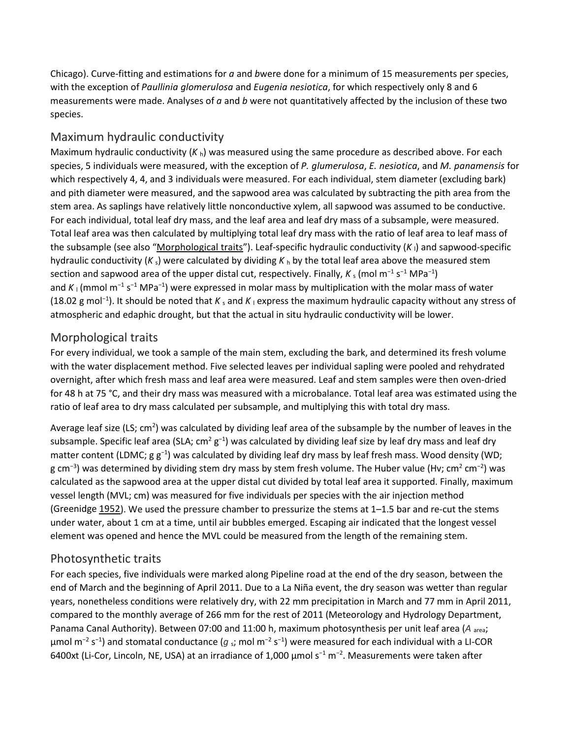Chicago). Curve-fitting and estimations for *a* and *b*were done for a minimum of 15 measurements per species, with the exception of *Paullinia glomerulosa* and *Eugenia nesiotica*, for which respectively only 8 and 6 measurements were made. Analyses of *a* and *b* were not quantitatively affected by the inclusion of these two species.

## Maximum hydraulic conductivity

Maximum hydraulic conductivity ($K_h$) was measured using the same procedure as described above. For each species, 5 individuals were measured, with the exception of *P. glumerulosa*, *E. nesiotica*, and *M. panamensis* for which respectively 4, 4, and 3 individuals were measured. For each individual, stem diameter (excluding bark) and pith diameter were measured, and the sapwood area was calculated by subtracting the pith area from the stem area. As saplings have relatively little nonconductive xylem, all sapwood was assumed to be conductive. For each individual, total leaf dry mass, and the leaf area and leaf dry mass of a subsample, were measured. Total leaf area was then calculated by multiplying total leaf dry mass with the ratio of leaf area to leaf mass of the subsample (see also "Morphological traits"). Leaf-specific hydraulic conductivity ($K_l$) and sapwood-specific hydraulic conductivity ($K_s$) were calculated by dividing $K_h$ by the total leaf area above the measured stem section and sapwood area of the upper distal cut, respectively. Finally, $K_s$ (mol $m^{-1}$ $s^{-1}$ $MPa^{-1}$) and $K_l$ (mmol $m^{-1}$ $s^{-1}$ $MPa^{-1}$) were expressed in molar mass by multiplication with the molar mass of water (18.02 g $mol^{-1}$). It should be noted that $K_s$ and $K_l$ express the maximum hydraulic capacity without any stress of atmospheric and edaphic drought, but that the actual in situ hydraulic conductivity will be lower.

## Morphological traits

For every individual, we took a sample of the main stem, excluding the bark, and determined its fresh volume with the water displacement method. Five selected leaves per individual sapling were pooled and rehydrated overnight, after which fresh mass and leaf area were measured. Leaf and stem samples were then oven-dried for 48 h at 75 °C, and their dry mass was measured with a microbalance. Total leaf area was estimated using the ratio of leaf area to dry mass calculated per subsample, and multiplying this with total dry mass.

Average leaf size (LS; $cm^2$) was calculated by dividing leaf area of the subsample by the number of leaves in the subsample. Specific leaf area (SLA; $cm^2$ $g^{-1}$) was calculated by dividing leaf size by leaf dry mass and leaf dry matter content (LDMC; g $g^{-1}$) was calculated by dividing leaf dry mass by leaf fresh mass. Wood density (WD; g $cm^{-3}$) was determined by dividing stem dry mass by stem fresh volume. The Huber value (Hv; $cm^2$ $cm^{-2}$) was calculated as the sapwood area at the upper distal cut divided by total leaf area it supported. Finally, maximum vessel length (MVL; cm) was measured for five individuals per species with the air injection method (Greenidge 1952). We used the pressure chamber to pressurize the stems at 1–1.5 bar and re-cut the stems under water, about 1 cm at a time, until air bubbles emerged. Escaping air indicated that the longest vessel element was opened and hence the MVL could be measured from the length of the remaining stem.

## Photosynthetic traits

For each species, five individuals were marked along Pipeline road at the end of the dry season, between the end of March and the beginning of April 2011. Due to a La Niña event, the dry season was wetter than regular years, nonetheless conditions were relatively dry, with 22 mm precipitation in March and 77 mm in April 2011, compared to the monthly average of 266 mm for the rest of 2011 (Meteorology and Hydrology Department, Panama Canal Authority). Between 07:00 and 11:00 h, maximum photosynthesis per unit leaf area ($A_{area}$; µmol $m^{-2}$ $s^{-1}$) and stomatal conductance ($g_s$; mol $m^{-2}$ $s^{-1}$) were measured for each individual with a LI-COR 6400xt (Li-Cor, Lincoln, NE, USA) at an irradiance of 1,000 µmol $s^{-1}$ $m^{-2}$. Measurements were taken after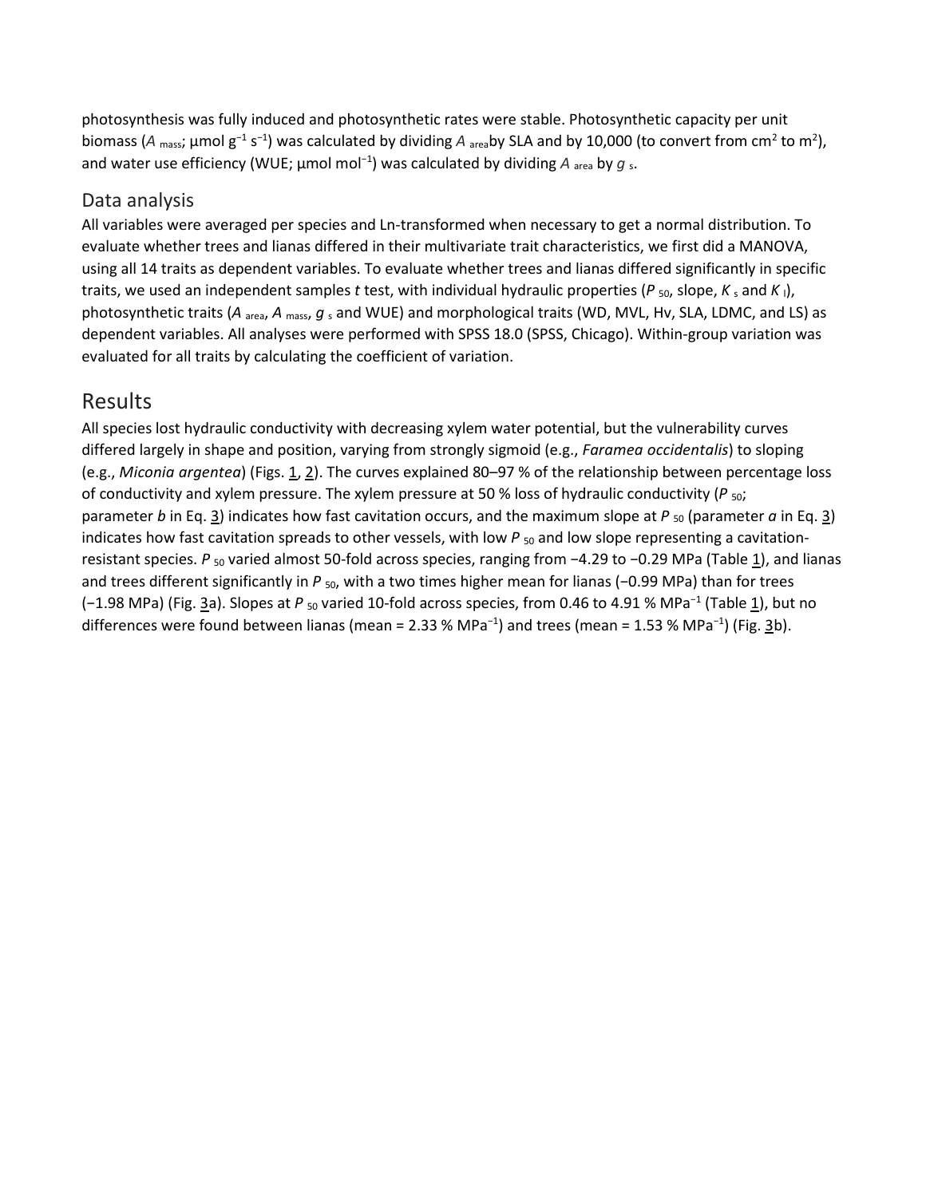photosynthesis was fully induced and photosynthetic rates were stable. Photosynthetic capacity per unit biomass ($A_{mass}$; μmol $g^{-1}$ $s^{-1}$) was calculated by dividing $A_{area}$ by SLA and by 10,000 (to convert from $cm^2$ to $m^2$), and water use efficiency (WUE; μmol $mol^{-1}$) was calculated by dividing $A_{area}$ by $g_s$.

## Data analysis

All variables were averaged per species and Ln-transformed when necessary to get a normal distribution. To evaluate whether trees and lianas differed in their multivariate trait characteristics, we first did a MANOVA, using all 14 traits as dependent variables. To evaluate whether trees and lianas differed significantly in specific traits, we used an independent samples *t* test, with individual hydraulic properties ($P_{50}$, slope, $K_s$ and $K_l$), photosynthetic traits ($A_{area}$, $A_{mass}$, $g_s$ and WUE) and morphological traits (WD, MVL, Hv, SLA, LDMC, and LS) as dependent variables. All analyses were performed with SPSS 18.0 (SPSS, Chicago). Within-group variation was evaluated for all traits by calculating the coefficient of variation.

# Results

All species lost hydraulic conductivity with decreasing xylem water potential, but the vulnerability curves differed largely in shape and position, varying from strongly sigmoid (e.g., *Faramea occidentalis*) to sloping (e.g., *Miconia argentea*) (Figs. 1, 2). The curves explained 80–97 % of the relationship between percentage loss of conductivity and xylem pressure. The xylem pressure at 50 % loss of hydraulic conductivity ($P_{50}$; parameter *b* in Eq. 3) indicates how fast cavitation occurs, and the maximum slope at $P_{50}$ (parameter *a* in Eq. 3) indicates how fast cavitation spreads to other vessels, with low $P_{50}$ and low slope representing a cavitation-resistant species. $P_{50}$ varied almost 50-fold across species, ranging from −4.29 to −0.29 MPa (Table 1), and lianas and trees different significantly in $P_{50}$, with a two times higher mean for lianas (−0.99 MPa) than for trees (−1.98 MPa) (Fig. 3a). Slopes at $P_{50}$ varied 10-fold across species, from 0.46 to 4.91 % $MPa^{-1}$ (Table 1), but no differences were found between lianas (mean = 2.33 % $MPa^{-1}$) and trees (mean = 1.53 % $MPa^{-1}$) (Fig. 3b).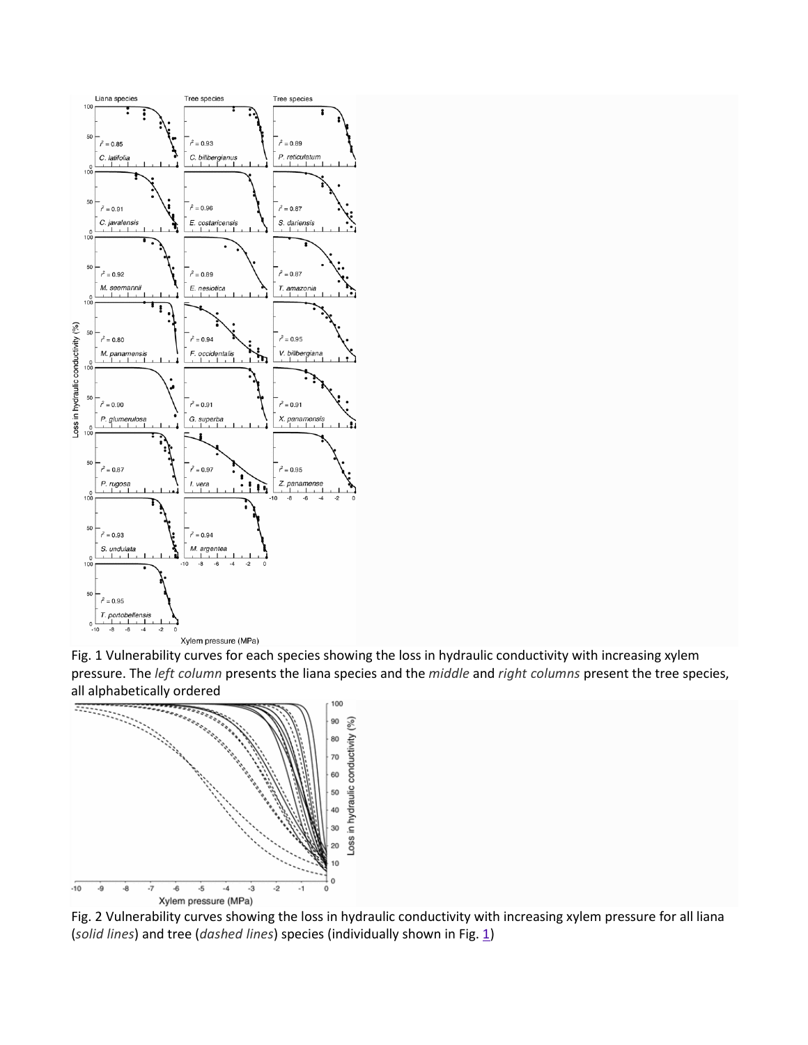Fig. 1 Vulnerability curves for each species showing the loss in hydraulic conductivity with increasing xylem pressure. The *left column* presents the liana species and the *middle* and *right columns* present the tree species, all alphabetically ordered

Fig. 2 Vulnerability curves showing the loss in hydraulic conductivity with increasing xylem pressure for all liana (*solid lines*) and tree (*dashed lines*) species (individually shown in Fig. 1)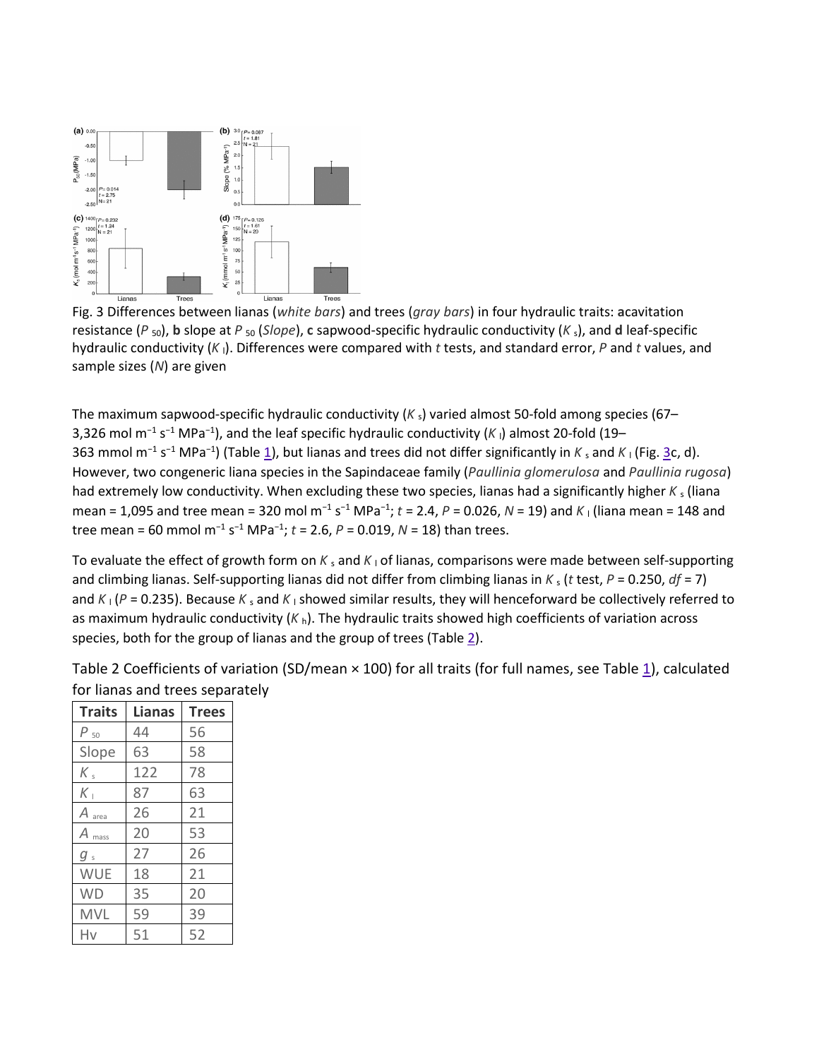Fig. 3 Differences between lianas (*white bars*) and trees (*gray bars*) in four hydraulic traits: acavitation resistance ($P_{50}$), **b** slope at $P_{50}$ (*Slope*), **c** sapwood-specific hydraulic conductivity ($K_s$), and **d** leaf-specific hydraulic conductivity ($K_l$). Differences were compared with *t* tests, and standard error, *P* and *t* values, and sample sizes (*N*) are given

The maximum sapwood-specific hydraulic conductivity ($K_s$) varied almost 50-fold among species (67–3,326 mol m$^{-1}$ s$^{-1}$ MPa$^{-1}$), and the leaf specific hydraulic conductivity ($K_l$) almost 20-fold (19–363 mmol m$^{-1}$ s$^{-1}$ MPa$^{-1}$) (Table 1), but lianas and trees did not differ significantly in $K_s$ and $K_l$ (Fig. 3c, d). However, two congeneric liana species in the Sapindaceae family (*Paullinia glomerulosa* and *Paullinia rugosa*) had extremely low conductivity. When excluding these two species, lianas had a significantly higher $K_s$ (liana mean = 1,095 and tree mean = 320 mol m$^{-1}$ s$^{-1}$ MPa$^{-1}$; $t = 2.4$, $P = 0.026$, $N = 19$) and $K_l$ (liana mean = 148 and tree mean = 60 mmol m$^{-1}$ s$^{-1}$ MPa$^{-1}$; $t = 2.6$, $P = 0.019$, $N = 18$) than trees.

To evaluate the effect of growth form on $K_s$ and $K_l$ of lianas, comparisons were made between self-supporting and climbing lianas. Self-supporting lianas did not differ from climbing lianas in $K_s$ (*t* test, $P = 0.250$, $df = 7$) and $K_l$ ($P = 0.235$). Because $K_s$ and $K_l$ showed similar results, they will henceforward be collectively referred to as maximum hydraulic conductivity ($K_h$). The hydraulic traits showed high coefficients of variation across species, both for the group of lianas and the group of trees (Table 2).

Table 2 Coefficients of variation (SD/mean × 100) for all traits (for full names, see Table 1), calculated for lianas and trees separately

| Traits | Lianas | Trees |
|---|---|---|
| $P_{50}$ | 44 | 56 |
| Slope | 63 | 58 |
| $K_s$ | 122 | 78 |
| $K_l$ | 87 | 63 |
| $A_{area}$ | 26 | 21 |
| $A_{mass}$ | 20 | 53 |
| $g_s$ | 27 | 26 |
| WUE | 18 | 21 |
| WD | 35 | 20 |
| MVL | 59 | 39 |
| Hv | 51 | 52 |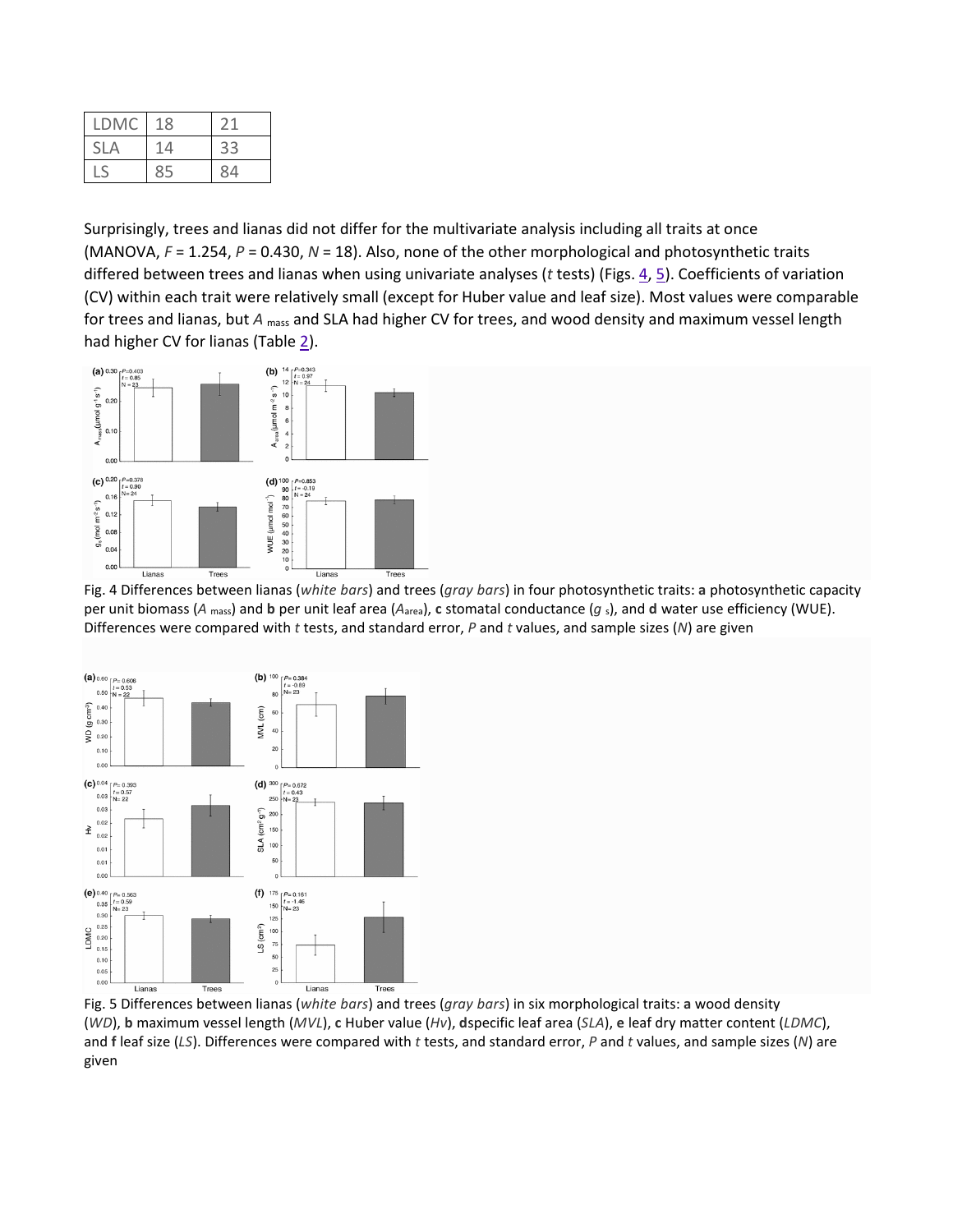| LDMC | 18 | 21 |
|---|---|---|
| SLA | 14 | 33 |
| LS | 85 | 84 |

Surprisingly, trees and lianas did not differ for the multivariate analysis including all traits at once (MANOVA, $F = 1.254$, $P = 0.430$, $N = 18$). Also, none of the other morphological and photosynthetic traits differed between trees and lianas when using univariate analyses (*t* tests) (Figs. 4, 5). Coefficients of variation (CV) within each trait were relatively small (except for Huber value and leaf size). Most values were comparable for trees and lianas, but $A_{mass}$ and SLA had higher CV for trees, and wood density and maximum vessel length had higher CV for lianas (Table 2).

Fig. 4 Differences between lianas (*white bars*) and trees (*gray bars*) in four photosynthetic traits: **a** photosynthetic capacity per unit biomass ($A_{mass}$) and **b** per unit leaf area ($A_{area}$), **c** stomatal conductance ($g_s$), and **d** water use efficiency (WUE). Differences were compared with *t* tests, and standard error, *P* and *t* values, and sample sizes (*N*) are given

Fig. 5 Differences between lianas (*white bars*) and trees (*gray bars*) in six morphological traits: **a** wood density (*WD*), **b** maximum vessel length (*MVL*), **c** Huber value (*Hv*), **d**specific leaf area (*SLA*), **e** leaf dry matter content (*LDMC*), and **f** leaf size (*LS*). Differences were compared with *t* tests, and standard error, *P* and *t* values, and sample sizes (*N*) are given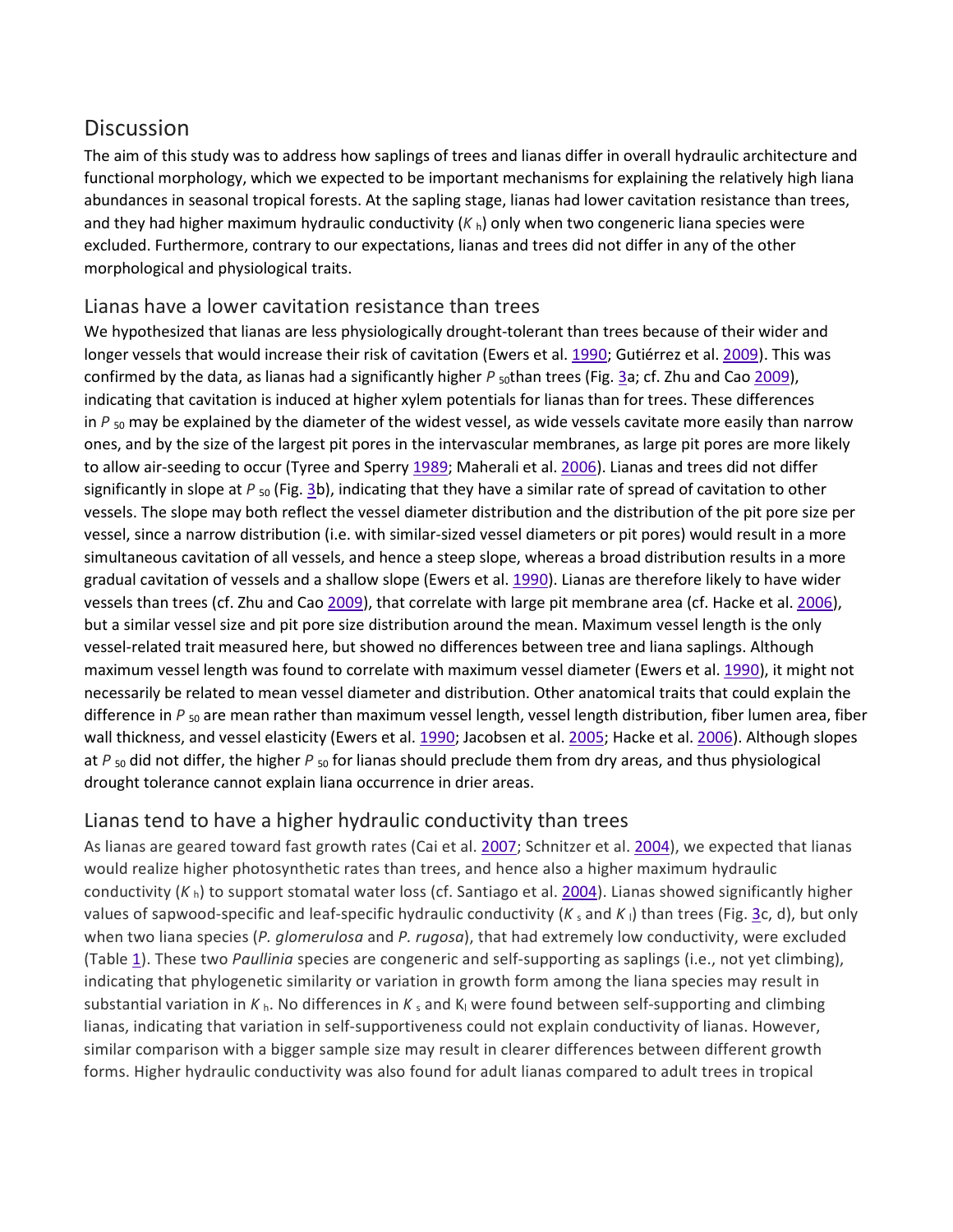## Discussion

The aim of this study was to address how saplings of trees and lianas differ in overall hydraulic architecture and functional morphology, which we expected to be important mechanisms for explaining the relatively high liana abundances in seasonal tropical forests. At the sapling stage, lianas had lower cavitation resistance than trees, and they had higher maximum hydraulic conductivity ($K_h$) only when two congeneric liana species were excluded. Furthermore, contrary to our expectations, lianas and trees did not differ in any of the other morphological and physiological traits.

### Lianas have a lower cavitation resistance than trees

We hypothesized that lianas are less physiologically drought-tolerant than trees because of their wider and longer vessels that would increase their risk of cavitation (Ewers et al. 1990; Gutiérrez et al. 2009). This was confirmed by the data, as lianas had a significantly higher $P_{50}$ than trees (Fig. 3a; cf. Zhu and Cao 2009), indicating that cavitation is induced at higher xylem potentials for lianas than for trees. These differences in $P_{50}$ may be explained by the diameter of the widest vessel, as wide vessels cavitate more easily than narrow ones, and by the size of the largest pit pores in the intervascular membranes, as large pit pores are more likely to allow air-seeding to occur (Tyree and Sperry 1989; Maherali et al. 2006). Lianas and trees did not differ significantly in slope at $P_{50}$ (Fig. 3b), indicating that they have a similar rate of spread of cavitation to other vessels. The slope may both reflect the vessel diameter distribution and the distribution of the pit pore size per vessel, since a narrow distribution (i.e. with similar-sized vessel diameters or pit pores) would result in a more simultaneous cavitation of all vessels, and hence a steep slope, whereas a broad distribution results in a more gradual cavitation of vessels and a shallow slope (Ewers et al. 1990). Lianas are therefore likely to have wider vessels than trees (cf. Zhu and Cao 2009), that correlate with large pit membrane area (cf. Hacke et al. 2006), but a similar vessel size and pit pore size distribution around the mean. Maximum vessel length is the only vessel-related trait measured here, but showed no differences between tree and liana saplings. Although maximum vessel length was found to correlate with maximum vessel diameter (Ewers et al. 1990), it might not necessarily be related to mean vessel diameter and distribution. Other anatomical traits that could explain the difference in $P_{50}$ are mean rather than maximum vessel length, vessel length distribution, fiber lumen area, fiber wall thickness, and vessel elasticity (Ewers et al. 1990; Jacobsen et al. 2005; Hacke et al. 2006). Although slopes at $P_{50}$ did not differ, the higher $P_{50}$ for lianas should preclude them from dry areas, and thus physiological drought tolerance cannot explain liana occurrence in drier areas.

### Lianas tend to have a higher hydraulic conductivity than trees

As lianas are geared toward fast growth rates (Cai et al. 2007; Schnitzer et al. 2004), we expected that lianas would realize higher photosynthetic rates than trees, and hence also a higher maximum hydraulic conductivity ($K_h$) to support stomatal water loss (cf. Santiago et al. 2004). Lianas showed significantly higher values of sapwood-specific and leaf-specific hydraulic conductivity ($K_s$ and $K_l$) than trees (Fig. 3c, d), but only when two liana species (*P. glomerulosa* and *P. rugosa*), that had extremely low conductivity, were excluded (Table 1). These two *Paullinia* species are congeneric and self-supporting as saplings (i.e., not yet climbing), indicating that phylogenetic similarity or variation in growth form among the liana species may result in substantial variation in $K_h$. No differences in $K_s$ and $K_l$ were found between self-supporting and climbing lianas, indicating that variation in self-supportiveness could not explain conductivity of lianas. However, similar comparison with a bigger sample size may result in clearer differences between different growth forms. Higher hydraulic conductivity was also found for adult lianas compared to adult trees in tropical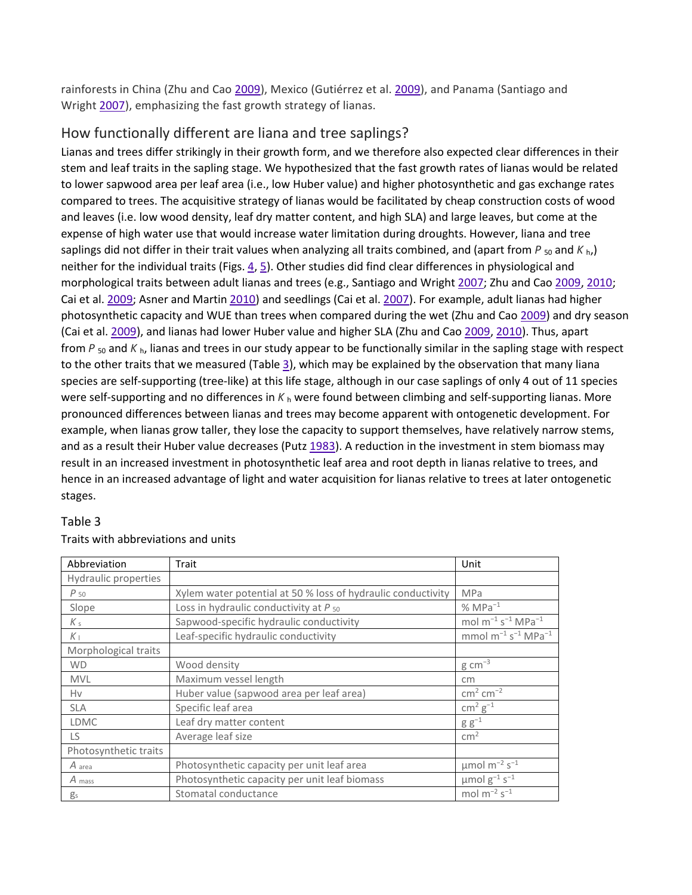rainforests in China (Zhu and Cao 2009), Mexico (Gutiérrez et al. 2009), and Panama (Santiago and Wright 2007), emphasizing the fast growth strategy of lianas.

## How functionally different are liana and tree saplings?

Lianas and trees differ strikingly in their growth form, and we therefore also expected clear differences in their stem and leaf traits in the sapling stage. We hypothesized that the fast growth rates of lianas would be related to lower sapwood area per leaf area (i.e., low Huber value) and higher photosynthetic and gas exchange rates compared to trees. The acquisitive strategy of lianas would be facilitated by cheap construction costs of wood and leaves (i.e. low wood density, leaf dry matter content, and high SLA) and large leaves, but come at the expense of high water use that would increase water limitation during droughts. However, liana and tree saplings did not differ in their trait values when analyzing all traits combined, and (apart from $P_{50}$ and $K_h$,) neither for the individual traits (Figs. 4, 5). Other studies did find clear differences in physiological and morphological traits between adult lianas and trees (e.g., Santiago and Wright 2007; Zhu and Cao 2009, 2010; Cai et al. 2009; Asner and Martin 2010) and seedlings (Cai et al. 2007). For example, adult lianas had higher photosynthetic capacity and WUE than trees when compared during the wet (Zhu and Cao 2009) and dry season (Cai et al. 2009), and lianas had lower Huber value and higher SLA (Zhu and Cao 2009, 2010). Thus, apart from $P_{50}$ and $K_h$, lianas and trees in our study appear to be functionally similar in the sapling stage with respect to the other traits that we measured (Table 3), which may be explained by the observation that many liana species are self-supporting (tree-like) at this life stage, although in our case saplings of only 4 out of 11 species were self-supporting and no differences in $K_h$ were found between climbing and self-supporting lianas. More pronounced differences between lianas and trees may become apparent with ontogenetic development. For example, when lianas grow taller, they lose the capacity to support themselves, have relatively narrow stems, and as a result their Huber value decreases (Putz 1983). A reduction in the investment in stem biomass may result in an increased investment in photosynthetic leaf area and root depth in lianas relative to trees, and hence in an increased advantage of light and water acquisition for lianas relative to trees at later ontogenetic stages.

Table 3

Traits with abbreviations and units

| Abbreviation | Trait | Unit |
|---|---|---|
| Hydraulic properties | | |
| $P_{50}$ | Xylem water potential at 50 % loss of hydraulic conductivity | MPa |
| Slope | Loss in hydraulic conductivity at $P_{50}$ | % $MPa^{-1}$ |
| $K_s$ | Sapwood-specific hydraulic conductivity | mol $m^{-1}$ $s^{-1}$ $MPa^{-1}$ |
| $K_l$ | Leaf-specific hydraulic conductivity | mmol $m^{-1}$ $s^{-1}$ $MPa^{-1}$ |
| Morphological traits | | |
| WD | Wood density | g $cm^{-3}$ |
| MVL | Maximum vessel length | cm |
| Hv | Huber value (sapwood area per leaf area) | $cm^2$ $cm^{-2}$ |
| SLA | Specific leaf area | $cm^2$ $g^{-1}$ |
| LDMC | Leaf dry matter content | g $g^{-1}$ |
| LS | Average leaf size | $cm^2$ |
| Photosynthetic traits | | |
| $A_{area}$ | Photosynthetic capacity per unit leaf area | µmol $m^{-2}$ $s^{-1}$ |
| $A_{mass}$ | Photosynthetic capacity per unit leaf biomass | µmol $g^{-1}$ $s^{-1}$ |
| $g_s$ | Stomatal conductance | mol $m^{-2}$ $s^{-1}$ |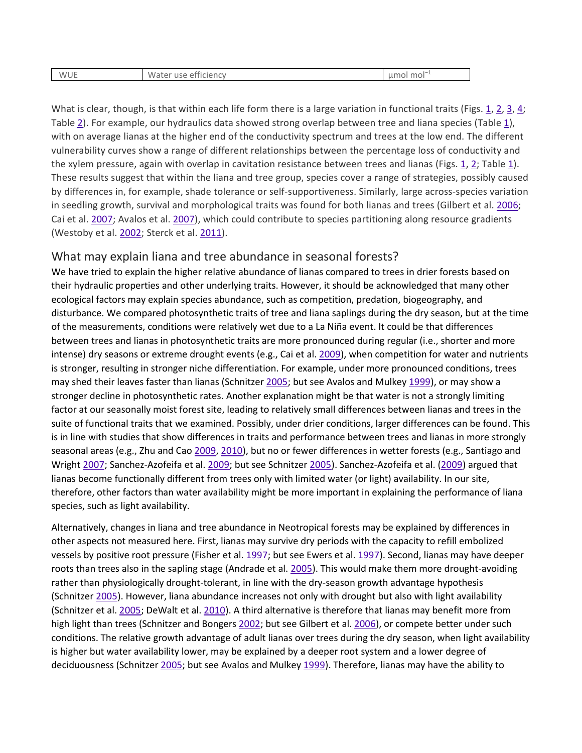| WUE | Water use efficiency | µmol mol$^{-1}$ |
| --- | --- | --- |

What is clear, though, is that within each life form there is a large variation in functional traits (Figs. 1, 2, 3, 4; Table 2). For example, our hydraulics data showed strong overlap between tree and liana species (Table 1), with on average lianas at the higher end of the conductivity spectrum and trees at the low end. The different vulnerability curves show a range of different relationships between the percentage loss of conductivity and the xylem pressure, again with overlap in cavitation resistance between trees and lianas (Figs. 1, 2; Table 1). These results suggest that within the liana and tree group, species cover a range of strategies, possibly caused by differences in, for example, shade tolerance or self-supportiveness. Similarly, large across-species variation in seedling growth, survival and morphological traits was found for both lianas and trees (Gilbert et al. 2006; Cai et al. 2007; Avalos et al. 2007), which could contribute to species partitioning along resource gradients (Westoby et al. 2002; Sterck et al. 2011).

## What may explain liana and tree abundance in seasonal forests?

We have tried to explain the higher relative abundance of lianas compared to trees in drier forests based on their hydraulic properties and other underlying traits. However, it should be acknowledged that many other ecological factors may explain species abundance, such as competition, predation, biogeography, and disturbance. We compared photosynthetic traits of tree and liana saplings during the dry season, but at the time of the measurements, conditions were relatively wet due to a La Niña event. It could be that differences between trees and lianas in photosynthetic traits are more pronounced during regular (i.e., shorter and more intense) dry seasons or extreme drought events (e.g., Cai et al. 2009), when competition for water and nutrients is stronger, resulting in stronger niche differentiation. For example, under more pronounced conditions, trees may shed their leaves faster than lianas (Schnitzer 2005; but see Avalos and Mulkey 1999), or may show a stronger decline in photosynthetic rates. Another explanation might be that water is not a strongly limiting factor at our seasonally moist forest site, leading to relatively small differences between lianas and trees in the suite of functional traits that we examined. Possibly, under drier conditions, larger differences can be found. This is in line with studies that show differences in traits and performance between trees and lianas in more strongly seasonal areas (e.g., Zhu and Cao 2009, 2010), but no or fewer differences in wetter forests (e.g., Santiago and Wright 2007; Sanchez-Azofeifa et al. 2009; but see Schnitzer 2005). Sanchez-Azofeifa et al. (2009) argued that lianas become functionally different from trees only with limited water (or light) availability. In our site, therefore, other factors than water availability might be more important in explaining the performance of liana species, such as light availability.

Alternatively, changes in liana and tree abundance in Neotropical forests may be explained by differences in other aspects not measured here. First, lianas may survive dry periods with the capacity to refill embolized vessels by positive root pressure (Fisher et al. 1997; but see Ewers et al. 1997). Second, lianas may have deeper roots than trees also in the sapling stage (Andrade et al. 2005). This would make them more drought-avoiding rather than physiologically drought-tolerant, in line with the dry-season growth advantage hypothesis (Schnitzer 2005). However, liana abundance increases not only with drought but also with light availability (Schnitzer et al. 2005; DeWalt et al. 2010). A third alternative is therefore that lianas may benefit more from high light than trees (Schnitzer and Bongers 2002; but see Gilbert et al. 2006), or compete better under such conditions. The relative growth advantage of adult lianas over trees during the dry season, when light availability is higher but water availability lower, may be explained by a deeper root system and a lower degree of deciduousness (Schnitzer 2005; but see Avalos and Mulkey 1999). Therefore, lianas may have the ability to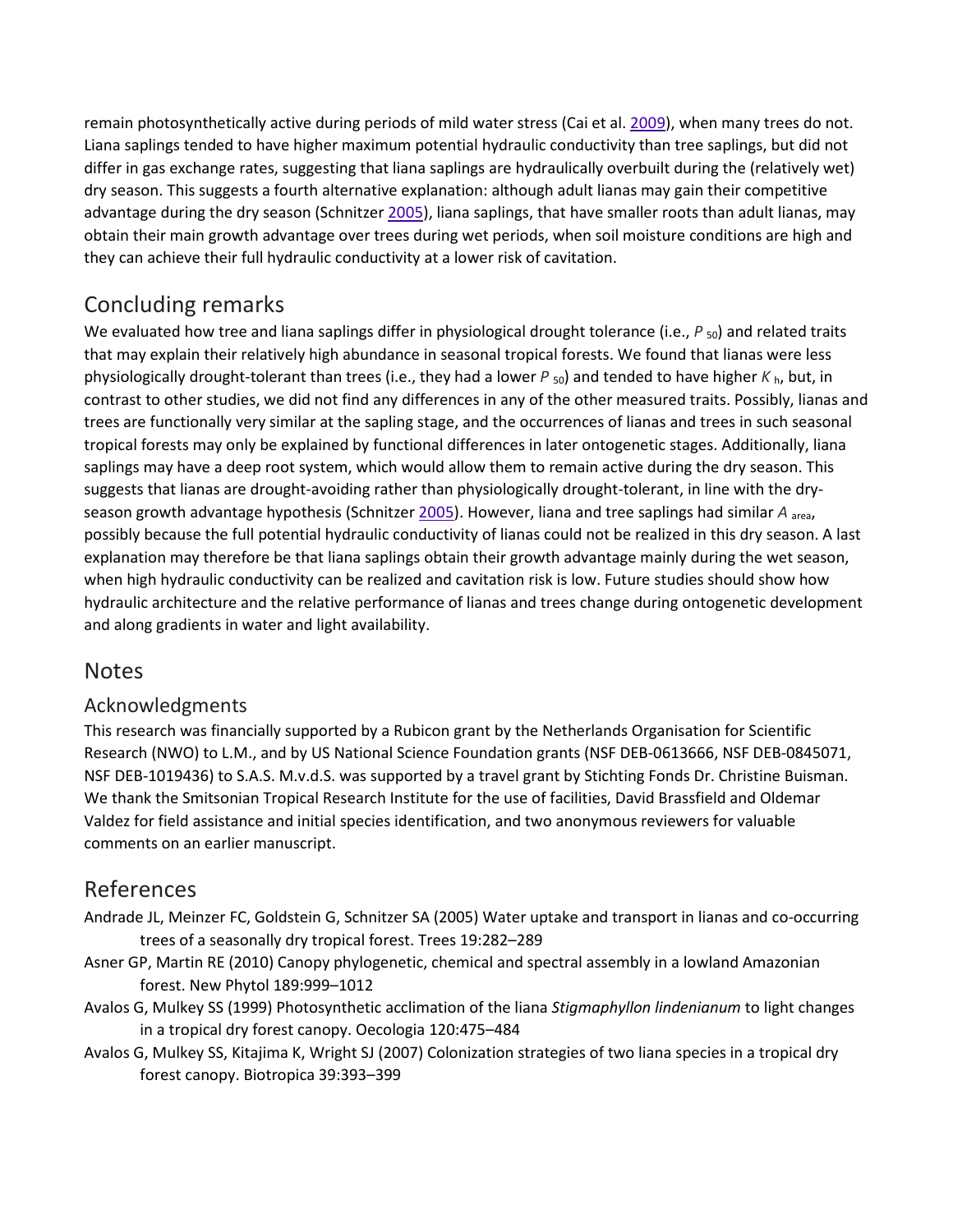remain photosynthetically active during periods of mild water stress (Cai et al. 2009), when many trees do not. Liana saplings tended to have higher maximum potential hydraulic conductivity than tree saplings, but did not differ in gas exchange rates, suggesting that liana saplings are hydraulically overbuilt during the (relatively wet) dry season. This suggests a fourth alternative explanation: although adult lianas may gain their competitive advantage during the dry season (Schnitzer 2005), liana saplings, that have smaller roots than adult lianas, may obtain their main growth advantage over trees during wet periods, when soil moisture conditions are high and they can achieve their full hydraulic conductivity at a lower risk of cavitation.

## Concluding remarks

We evaluated how tree and liana saplings differ in physiological drought tolerance (i.e., $P_{50}$) and related traits that may explain their relatively high abundance in seasonal tropical forests. We found that lianas were less physiologically drought-tolerant than trees (i.e., they had a lower $P_{50}$) and tended to have higher $K_h$, but, in contrast to other studies, we did not find any differences in any of the other measured traits. Possibly, lianas and trees are functionally very similar at the sapling stage, and the occurrences of lianas and trees in such seasonal tropical forests may only be explained by functional differences in later ontogenetic stages. Additionally, liana saplings may have a deep root system, which would allow them to remain active during the dry season. This suggests that lianas are drought-avoiding rather than physiologically drought-tolerant, in line with the dry-season growth advantage hypothesis (Schnitzer 2005). However, liana and tree saplings had similar $A_{area}$, possibly because the full potential hydraulic conductivity of lianas could not be realized in this dry season. A last explanation may therefore be that liana saplings obtain their growth advantage mainly during the wet season, when high hydraulic conductivity can be realized and cavitation risk is low. Future studies should show how hydraulic architecture and the relative performance of lianas and trees change during ontogenetic development and along gradients in water and light availability.

## Notes

### Acknowledgments

This research was financially supported by a Rubicon grant by the Netherlands Organisation for Scientific Research (NWO) to L.M., and by US National Science Foundation grants (NSF DEB-0613666, NSF DEB-0845071, NSF DEB-1019436) to S.A.S. M.v.d.S. was supported by a travel grant by Stichting Fonds Dr. Christine Buisman. We thank the Smitsonian Tropical Research Institute for the use of facilities, David Brassfield and Oldemar Valdez for field assistance and initial species identification, and two anonymous reviewers for valuable comments on an earlier manuscript.

## References

Andrade JL, Meinzer FC, Goldstein G, Schnitzer SA (2005) Water uptake and transport in lianas and co-occurring trees of a seasonally dry tropical forest. Trees 19:282–289

Asner GP, Martin RE (2010) Canopy phylogenetic, chemical and spectral assembly in a lowland Amazonian forest. New Phytol 189:999–1012

Avalos G, Mulkey SS (1999) Photosynthetic acclimation of the liana *Stigmaphyllon lindenianum* to light changes in a tropical dry forest canopy. Oecologia 120:475–484

Avalos G, Mulkey SS, Kitajima K, Wright SJ (2007) Colonization strategies of two liana species in a tropical dry forest canopy. Biotropica 39:393–399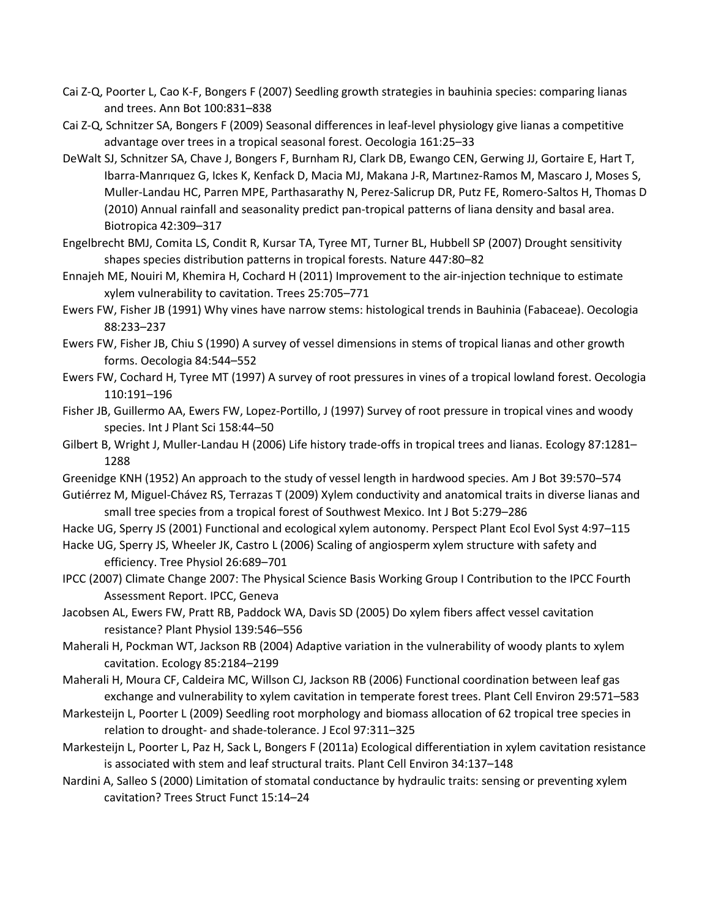Cai Z-Q, Poorter L, Cao K-F, Bongers F (2007) Seedling growth strategies in bauhinia species: comparing lianas and trees. Ann Bot 100:831–838

Cai Z-Q, Schnitzer SA, Bongers F (2009) Seasonal differences in leaf-level physiology give lianas a competitive advantage over trees in a tropical seasonal forest. Oecologia 161:25–33

DeWalt SJ, Schnitzer SA, Chave J, Bongers F, Burnham RJ, Clark DB, Ewango CEN, Gerwing JJ, Gortaire E, Hart T, Ibarra-Manrıquez G, Ickes K, Kenfack D, Macia MJ, Makana J-R, Martınez-Ramos M, Mascaro J, Moses S, Muller-Landau HC, Parren MPE, Parthasarathy N, Perez-Salicrup DR, Putz FE, Romero-Saltos H, Thomas D (2010) Annual rainfall and seasonality predict pan-tropical patterns of liana density and basal area. Biotropica 42:309–317

Engelbrecht BMJ, Comita LS, Condit R, Kursar TA, Tyree MT, Turner BL, Hubbell SP (2007) Drought sensitivity shapes species distribution patterns in tropical forests. Nature 447:80–82

Ennajeh ME, Nouiri M, Khemira H, Cochard H (2011) Improvement to the air-injection technique to estimate xylem vulnerability to cavitation. Trees 25:705–771

Ewers FW, Fisher JB (1991) Why vines have narrow stems: histological trends in Bauhinia (Fabaceae). Oecologia 88:233–237

Ewers FW, Fisher JB, Chiu S (1990) A survey of vessel dimensions in stems of tropical lianas and other growth forms. Oecologia 84:544–552

Ewers FW, Cochard H, Tyree MT (1997) A survey of root pressures in vines of a tropical lowland forest. Oecologia 110:191–196

Fisher JB, Guillermo AA, Ewers FW, Lopez-Portillo, J (1997) Survey of root pressure in tropical vines and woody species. Int J Plant Sci 158:44–50

Gilbert B, Wright J, Muller-Landau H (2006) Life history trade-offs in tropical trees and lianas. Ecology 87:1281–1288

Greenidge KNH (1952) An approach to the study of vessel length in hardwood species. Am J Bot 39:570–574

Gutiérrez M, Miguel-Chávez RS, Terrazas T (2009) Xylem conductivity and anatomical traits in diverse lianas and small tree species from a tropical forest of Southwest Mexico. Int J Bot 5:279–286

Hacke UG, Sperry JS (2001) Functional and ecological xylem autonomy. Perspect Plant Ecol Evol Syst 4:97–115

Hacke UG, Sperry JS, Wheeler JK, Castro L (2006) Scaling of angiosperm xylem structure with safety and efficiency. Tree Physiol 26:689–701

IPCC (2007) Climate Change 2007: The Physical Science Basis Working Group I Contribution to the IPCC Fourth Assessment Report. IPCC, Geneva

Jacobsen AL, Ewers FW, Pratt RB, Paddock WA, Davis SD (2005) Do xylem fibers affect vessel cavitation resistance? Plant Physiol 139:546–556

Maherali H, Pockman WT, Jackson RB (2004) Adaptive variation in the vulnerability of woody plants to xylem cavitation. Ecology 85:2184–2199

Maherali H, Moura CF, Caldeira MC, Willson CJ, Jackson RB (2006) Functional coordination between leaf gas exchange and vulnerability to xylem cavitation in temperate forest trees. Plant Cell Environ 29:571–583

Markesteijn L, Poorter L (2009) Seedling root morphology and biomass allocation of 62 tropical tree species in relation to drought- and shade-tolerance. J Ecol 97:311–325

Markesteijn L, Poorter L, Paz H, Sack L, Bongers F (2011a) Ecological differentiation in xylem cavitation resistance is associated with stem and leaf structural traits. Plant Cell Environ 34:137–148

Nardini A, Salleo S (2000) Limitation of stomatal conductance by hydraulic traits: sensing or preventing xylem cavitation? Trees Struct Funct 15:14–24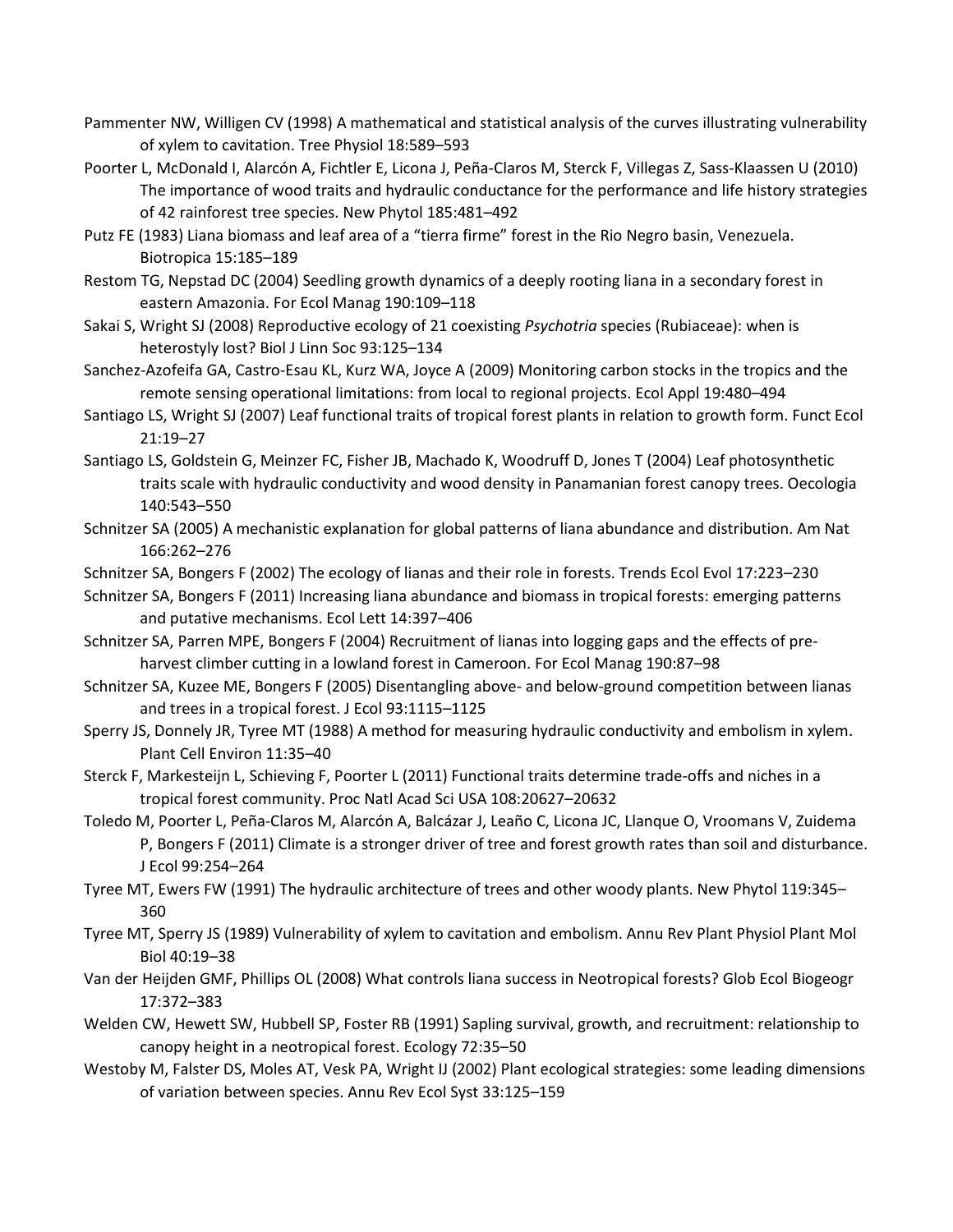Pammenter NW, Willigen CV (1998) A mathematical and statistical analysis of the curves illustrating vulnerability of xylem to cavitation. Tree Physiol 18:589–593

Poorter L, McDonald I, Alarcón A, Fichtler E, Licona J, Peña-Claros M, Sterck F, Villegas Z, Sass-Klaassen U (2010) The importance of wood traits and hydraulic conductance for the performance and life history strategies of 42 rainforest tree species. New Phytol 185:481–492

Putz FE (1983) Liana biomass and leaf area of a "tierra firme" forest in the Rio Negro basin, Venezuela. Biotropica 15:185–189

Restom TG, Nepstad DC (2004) Seedling growth dynamics of a deeply rooting liana in a secondary forest in eastern Amazonia. For Ecol Manag 190:109–118

Sakai S, Wright SJ (2008) Reproductive ecology of 21 coexisting *Psychotria* species (Rubiaceae): when is heterostyly lost? Biol J Linn Soc 93:125–134

Sanchez-Azofeifa GA, Castro-Esau KL, Kurz WA, Joyce A (2009) Monitoring carbon stocks in the tropics and the remote sensing operational limitations: from local to regional projects. Ecol Appl 19:480–494

Santiago LS, Wright SJ (2007) Leaf functional traits of tropical forest plants in relation to growth form. Funct Ecol 21:19–27

Santiago LS, Goldstein G, Meinzer FC, Fisher JB, Machado K, Woodruff D, Jones T (2004) Leaf photosynthetic traits scale with hydraulic conductivity and wood density in Panamanian forest canopy trees. Oecologia 140:543–550

Schnitzer SA (2005) A mechanistic explanation for global patterns of liana abundance and distribution. Am Nat 166:262–276

Schnitzer SA, Bongers F (2002) The ecology of lianas and their role in forests. Trends Ecol Evol 17:223–230

Schnitzer SA, Bongers F (2011) Increasing liana abundance and biomass in tropical forests: emerging patterns and putative mechanisms. Ecol Lett 14:397–406

Schnitzer SA, Parren MPE, Bongers F (2004) Recruitment of lianas into logging gaps and the effects of pre-harvest climber cutting in a lowland forest in Cameroon. For Ecol Manag 190:87–98

Schnitzer SA, Kuzee ME, Bongers F (2005) Disentangling above- and below-ground competition between lianas and trees in a tropical forest. J Ecol 93:1115–1125

Sperry JS, Donnely JR, Tyree MT (1988) A method for measuring hydraulic conductivity and embolism in xylem. Plant Cell Environ 11:35–40

Sterck F, Markesteijn L, Schieving F, Poorter L (2011) Functional traits determine trade-offs and niches in a tropical forest community. Proc Natl Acad Sci USA 108:20627–20632

Toledo M, Poorter L, Peña-Claros M, Alarcón A, Balcázar J, Leaño C, Licona JC, Llanque O, Vroomans V, Zuidema P, Bongers F (2011) Climate is a stronger driver of tree and forest growth rates than soil and disturbance. J Ecol 99:254–264

Tyree MT, Ewers FW (1991) The hydraulic architecture of trees and other woody plants. New Phytol 119:345–360

Tyree MT, Sperry JS (1989) Vulnerability of xylem to cavitation and embolism. Annu Rev Plant Physiol Plant Mol Biol 40:19–38

Van der Heijden GMF, Phillips OL (2008) What controls liana success in Neotropical forests? Glob Ecol Biogeogr 17:372–383

Welden CW, Hewett SW, Hubbell SP, Foster RB (1991) Sapling survival, growth, and recruitment: relationship to canopy height in a neotropical forest. Ecology 72:35–50

Westoby M, Falster DS, Moles AT, Vesk PA, Wright IJ (2002) Plant ecological strategies: some leading dimensions of variation between species. Annu Rev Ecol Syst 33:125–159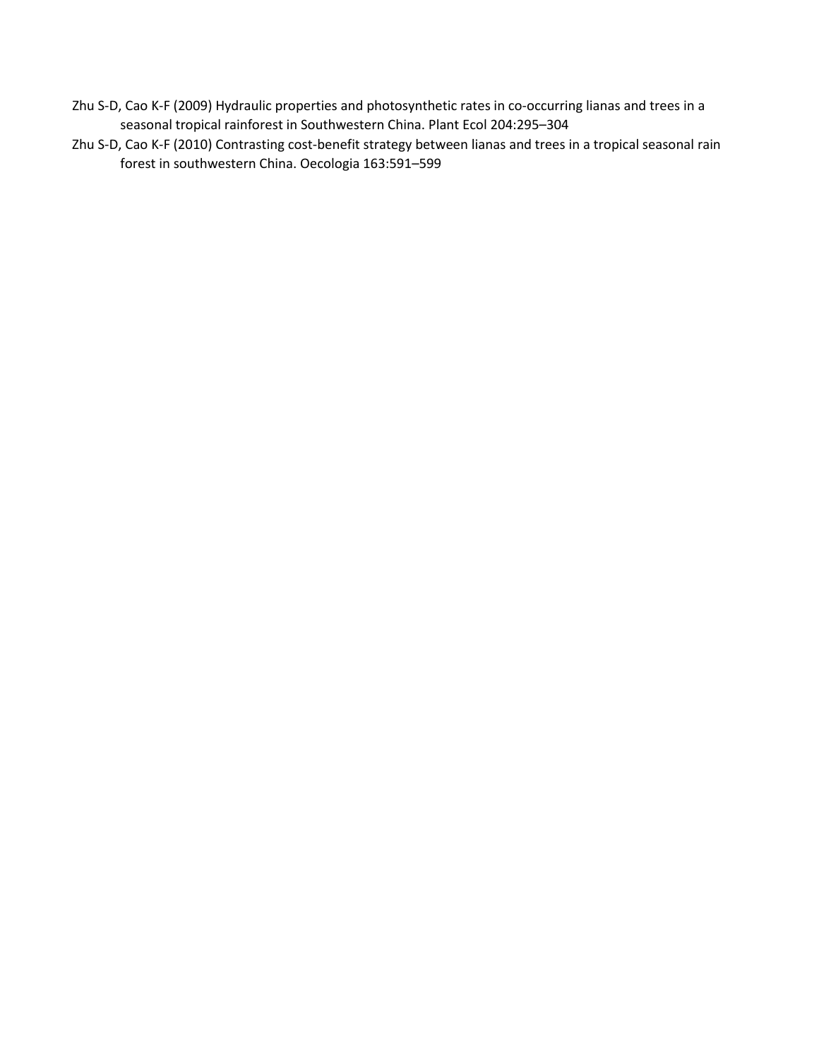Zhu S-D, Cao K-F (2009) Hydraulic properties and photosynthetic rates in co-occurring lianas and trees in a seasonal tropical rainforest in Southwestern China. Plant Ecol 204:295–304

Zhu S-D, Cao K-F (2010) Contrasting cost-benefit strategy between lianas and trees in a tropical seasonal rain forest in southwestern China. Oecologia 163:591–599